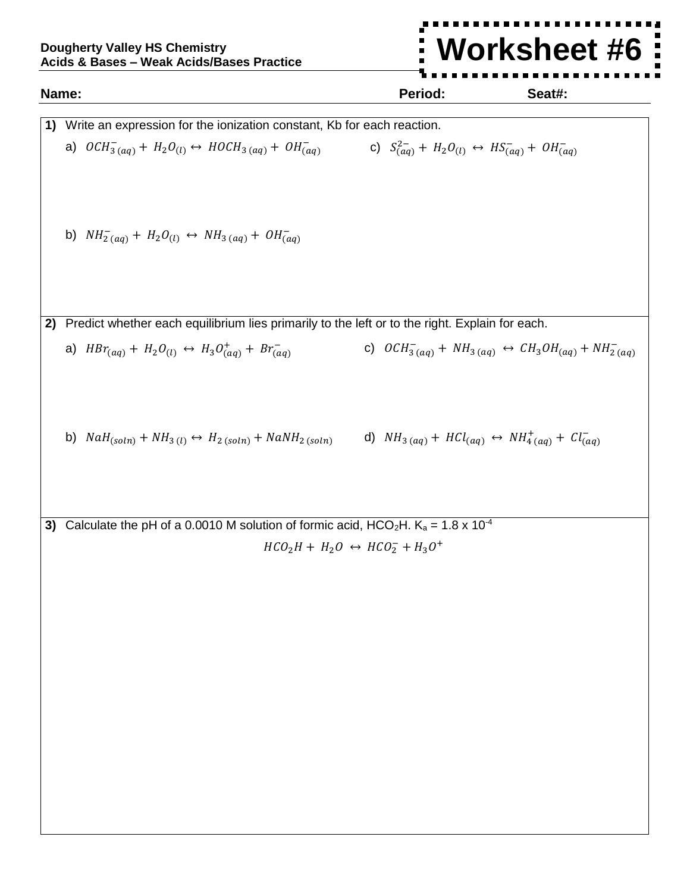**Dougherty Valley HS Chemistry**
**Acids & Bases – Weak Acids/Bases Practice**

# Worksheet #6

**Name:** **Period:** **Seat#:**

**1)** Write an expression for the ionization constant, Kb for each reaction.

a) $OCH^-_{3\,(aq)} + H_2O_{(l)} \leftrightarrow HOCH_{3\,(aq)} + OH^-_{(aq)}$

b) $NH^-_{2\,(aq)} + H_2O_{(l)} \leftrightarrow NH_{3\,(aq)} + OH^-_{(aq)}$

c) $S^{2-}_{(aq)} + H_2O_{(l)} \leftrightarrow HS^-_{(aq)} + OH^-_{(aq)}$

**2)** Predict whether each equilibrium lies primarily to the left or to the right. Explain for each.

a) $HBr_{(aq)} + H_2O_{(l)} \leftrightarrow H_3O^+_{(aq)} + Br^-_{(aq)}$

b) $NaH_{(soln)} + NH_{3\,(l)} \leftrightarrow H_{2\,(soln)} + NaNH_{2\,(soln)}$

c) $OCH^-_{3\,(aq)} + NH_{3\,(aq)} \leftrightarrow CH_3OH_{(aq)} + NH^-_{2\,(aq)}$

d) $NH_{3\,(aq)} + HCl_{(aq)} \leftrightarrow NH^+_{4\,(aq)} + Cl^-_{(aq)}$

**3)** Calculate the pH of a 0.0010 M solution of formic acid, $HCO_2H$. $K_a = 1.8 \times 10^{-4}$

$$HCO_2H + H_2O \leftrightarrow HCO_2^- + H_3O^+$$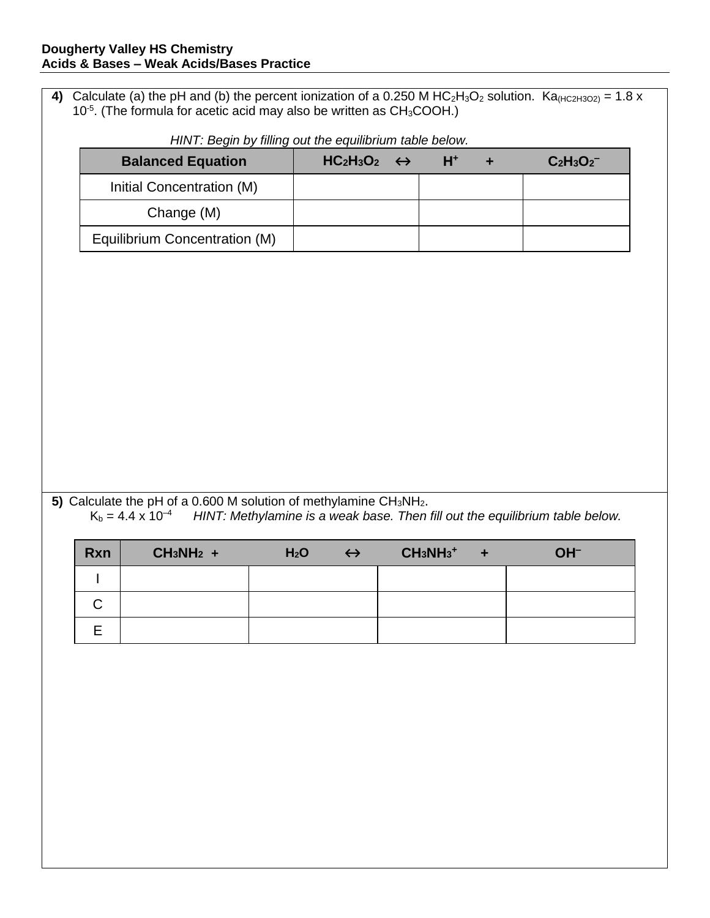**4)** Calculate (a) the pH and (b) the percent ionization of a 0.250 M $HC_2H_3O_2$ solution. $Ka_{(HC2H3O2)} = 1.8 \times 10^{-5}$. (The formula for acetic acid may also be written as $CH_3COOH$.)

*HINT: Begin by filling out the equilibrium table below.*

| Balanced Equation | $HC_2H_3O_2$ ↔ | $H^+$ + | $C_2H_3O_2^-$ |
|---|---|---|---|
| Initial Concentration (M) | | | |
| Change (M) | | | |
| Equilibrium Concentration (M) | | | |

**5)** Calculate the pH of a 0.600 M solution of methylamine $CH_3NH_2$.
$K_b = 4.4 \times 10^{-4}$ *HINT: Methylamine is a weak base. Then fill out the equilibrium table below.*

| Rxn | $CH_3NH_2$ + | $H_2O$ ↔ | $CH_3NH_3^+$ + | $OH^-$ |
|---|---|---|---|---|
| I | | | | |
| C | | | | |
| E | | | | |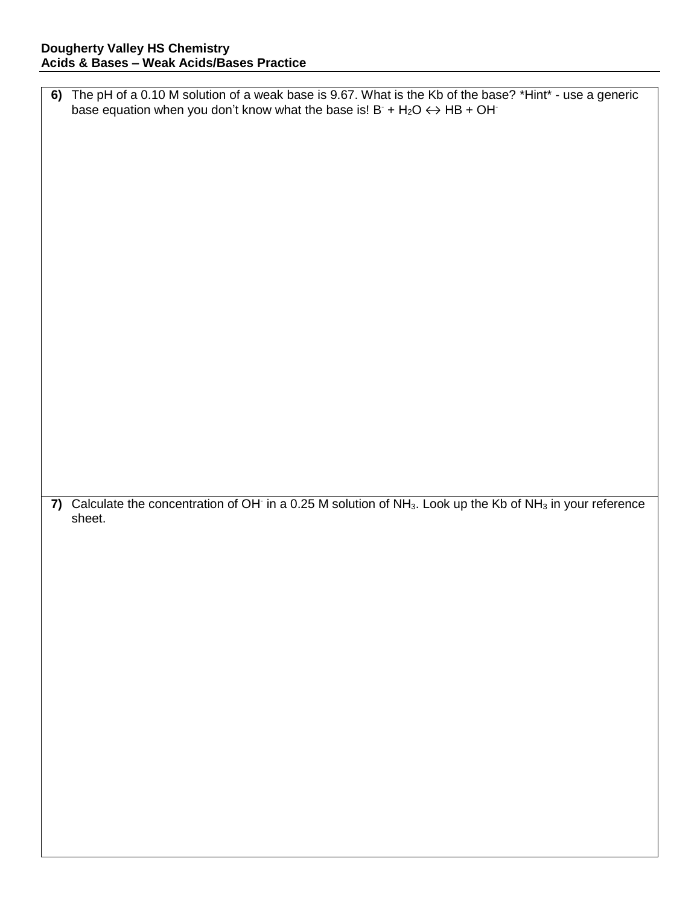**6)** The pH of a 0.10 M solution of a weak base is 9.67. What is the Kb of the base? *Hint* - use a generic base equation when you don't know what the base is! $B^- + H_2O \leftrightarrow HB + OH^-$

**7)** Calculate the concentration of $OH^-$ in a 0.25 M solution of $NH_3$. Look up the Kb of $NH_3$ in your reference sheet.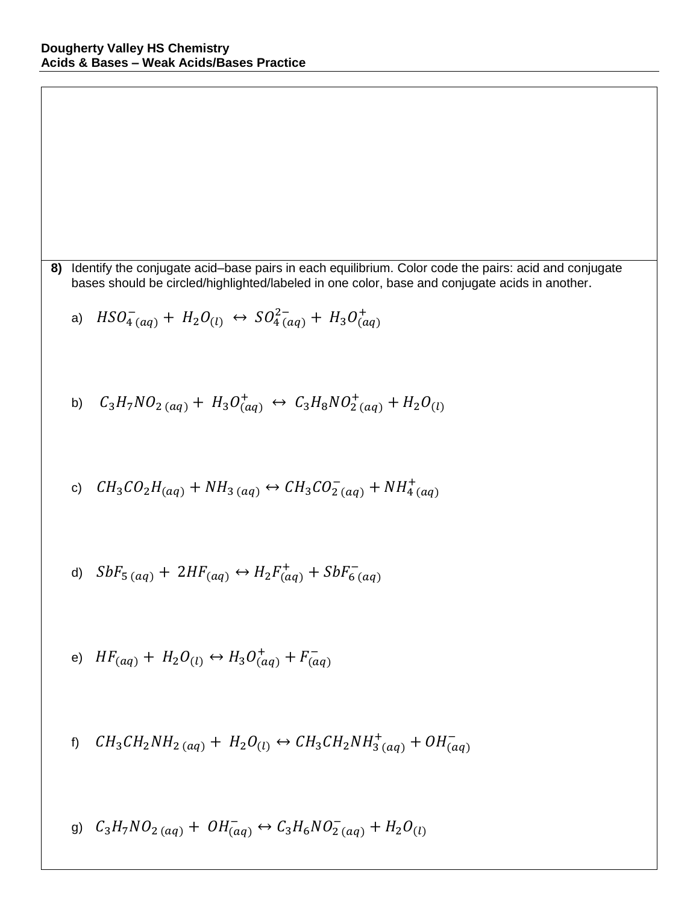**8)** Identify the conjugate acid–base pairs in each equilibrium. Color code the pairs: acid and conjugate bases should be circled/highlighted/labeled in one color, base and conjugate acids in another.

a) $HSO_{4\,(aq)}^{-} + \ H_2O_{(l)} \ \leftrightarrow \ SO_{4\,(aq)}^{2-} + \ H_3O_{(aq)}^{+}$

b) $C_3H_7NO_{2\,(aq)} + \ H_3O_{(aq)}^{+} \ \leftrightarrow \ C_3H_8NO_{2\,(aq)}^{+} + H_2O_{(l)}$

c) $CH_3CO_2H_{(aq)} + NH_{3\,(aq)} \leftrightarrow CH_3CO_{2\,(aq)}^{-} + NH_{4\,(aq)}^{+}$

d) $SbF_{5\,(aq)} + \ 2HF_{(aq)} \leftrightarrow H_2F_{(aq)}^{+} + SbF_{6\,(aq)}^{-}$

e) $HF_{(aq)} + \ H_2O_{(l)} \leftrightarrow H_3O_{(aq)}^{+} + F_{(aq)}^{-}$

f) $CH_3CH_2NH_{2\,(aq)} + \ H_2O_{(l)} \leftrightarrow CH_3CH_2NH_{3\,(aq)}^{+} + OH_{(aq)}^{-}$

g) $C_3H_7NO_{2\,(aq)} + \ OH_{(aq)}^{-} \leftrightarrow C_3H_6NO_{2\,(aq)}^{-} + H_2O_{(l)}$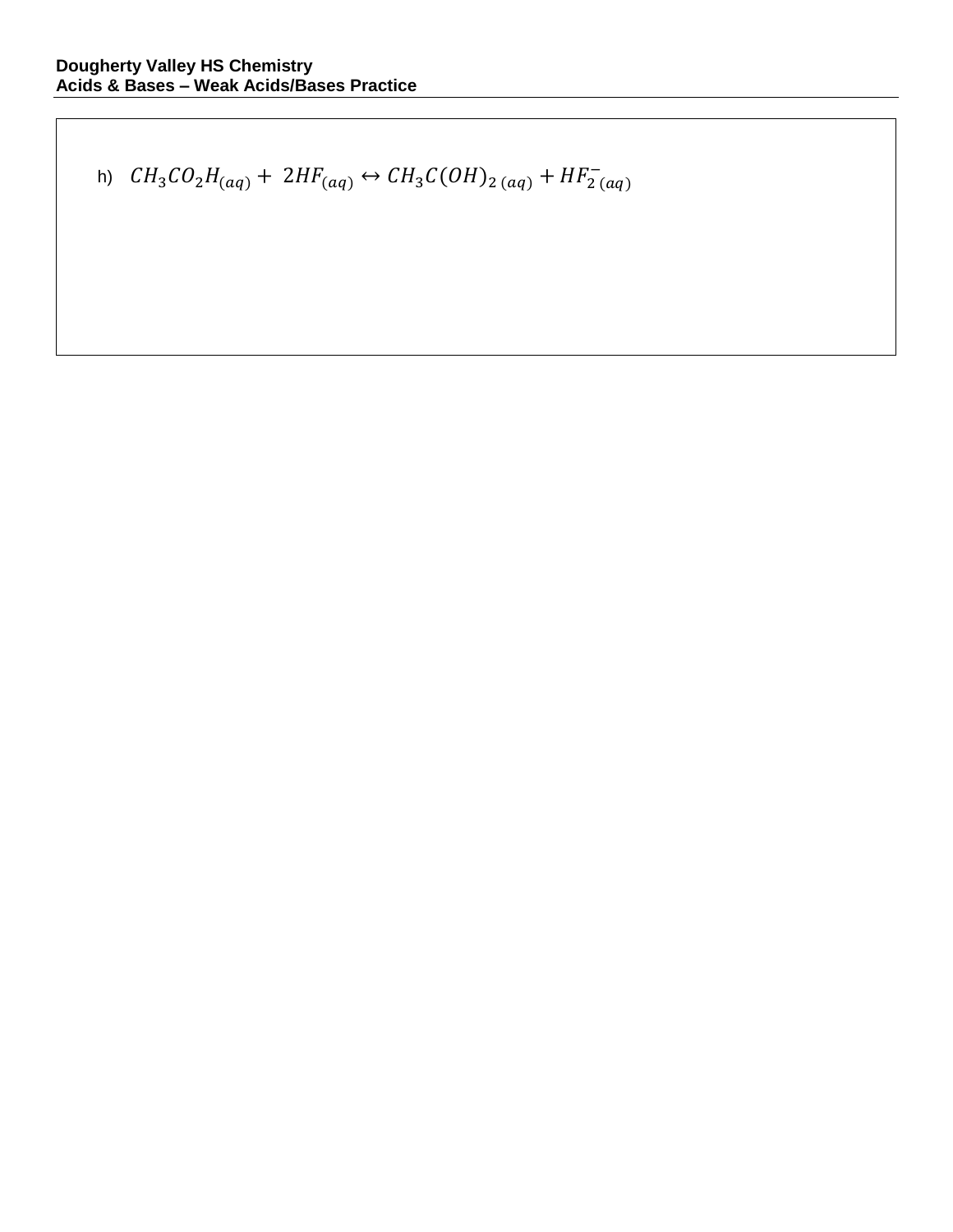h) $CH_3CO_2H_{(aq)} + \ 2HF_{(aq)} \leftrightarrow CH_3C(OH)_{2\,(aq)} + HF^-_{2\,(aq)}$